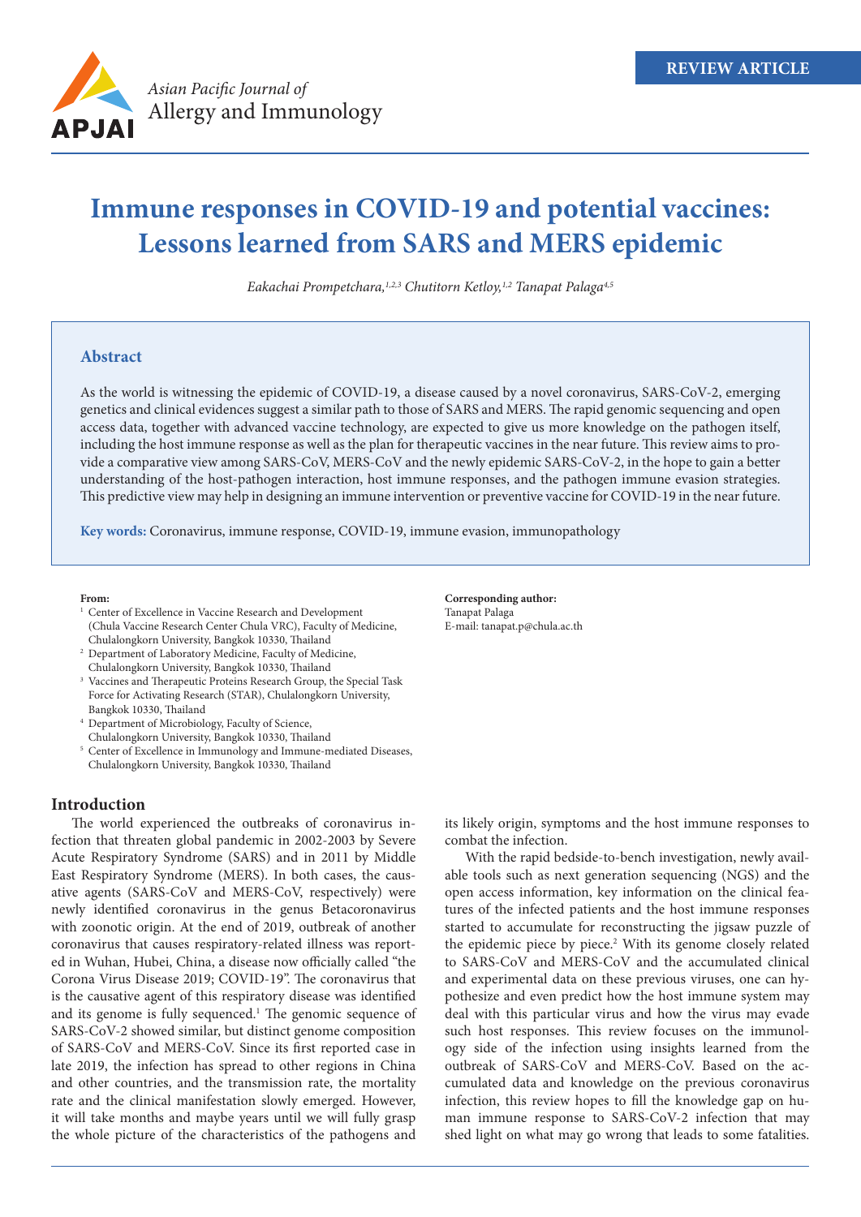REVIEW ARTICLE

# Immune responses in COVID-19 and potential vaccines: Lessons learned from SARS and MERS epidemic

*Eakachai Prompetchara,[1,2,3] Chutitorn Ketloy,[1,2] Tanapat Palaga[4,5]*

## Abstract

As the world is witnessing the epidemic of COVID-19, a disease caused by a novel coronavirus, SARS-CoV-2, emerging genetics and clinical evidences suggest a similar path to those of SARS and MERS. The rapid genomic sequencing and open access data, together with advanced vaccine technology, are expected to give us more knowledge on the pathogen itself, including the host immune response as well as the plan for therapeutic vaccines in the near future. This review aims to provide a comparative view among SARS-CoV, MERS-CoV and the newly epidemic SARS-CoV-2, in the hope to gain a better understanding of the host-pathogen interaction, host immune responses, and the pathogen immune evasion strategies. This predictive view may help in designing an immune intervention or preventive vaccine for COVID-19 in the near future.

**Key words:** Coronavirus, immune response, COVID-19, immune evasion, immunopathology

**From:**

1. Center of Excellence in Vaccine Research and Development (Chula Vaccine Research Center Chula VRC), Faculty of Medicine, Chulalongkorn University, Bangkok 10330, Thailand
2. Department of Laboratory Medicine, Faculty of Medicine, Chulalongkorn University, Bangkok 10330, Thailand
3. Vaccines and Therapeutic Proteins Research Group, the Special Task Force for Activating Research (STAR), Chulalongkorn University, Bangkok 10330, Thailand
4. Department of Microbiology, Faculty of Science, Chulalongkorn University, Bangkok 10330, Thailand
5. Center of Excellence in Immunology and Immune-mediated Diseases, Chulalongkorn University, Bangkok 10330, Thailand

**Corresponding author:**
Tanapat Palaga
E-mail: tanapat.p@chula.ac.th

## Introduction

The world experienced the outbreaks of coronavirus infection that threaten global pandemic in 2002-2003 by Severe Acute Respiratory Syndrome (SARS) and in 2011 by Middle East Respiratory Syndrome (MERS). In both cases, the causative agents (SARS-CoV and MERS-CoV, respectively) were newly identified coronavirus in the genus Betacoronavirus with zoonotic origin. At the end of 2019, outbreak of another coronavirus that causes respiratory-related illness was reported in Wuhan, Hubei, China, a disease now officially called "the Corona Virus Disease 2019; COVID-19". The coronavirus that is the causative agent of this respiratory disease was identified and its genome is fully sequenced.[1] The genomic sequence of SARS-CoV-2 showed similar, but distinct genome composition of SARS-CoV and MERS-CoV. Since its first reported case in late 2019, the infection has spread to other regions in China and other countries, and the transmission rate, the mortality rate and the clinical manifestation slowly emerged. However, it will take months and maybe years until we will fully grasp the whole picture of the characteristics of the pathogens and its likely origin, symptoms and the host immune responses to combat the infection.

With the rapid bedside-to-bench investigation, newly available tools such as next generation sequencing (NGS) and the open access information, key information on the clinical features of the infected patients and the host immune responses started to accumulate for reconstructing the jigsaw puzzle of the epidemic piece by piece.[2] With its genome closely related to SARS-CoV and MERS-CoV and the accumulated clinical and experimental data on these previous viruses, one can hypothesize and even predict how the host immune system may deal with this particular virus and how the virus may evade such host responses. This review focuses on the immunology side of the infection using insights learned from the outbreak of SARS-CoV and MERS-CoV. Based on the accumulated data and knowledge on the previous coronavirus infection, this review hopes to fill the knowledge gap on human immune response to SARS-CoV-2 infection that may shed light on what may go wrong that leads to some fatalities.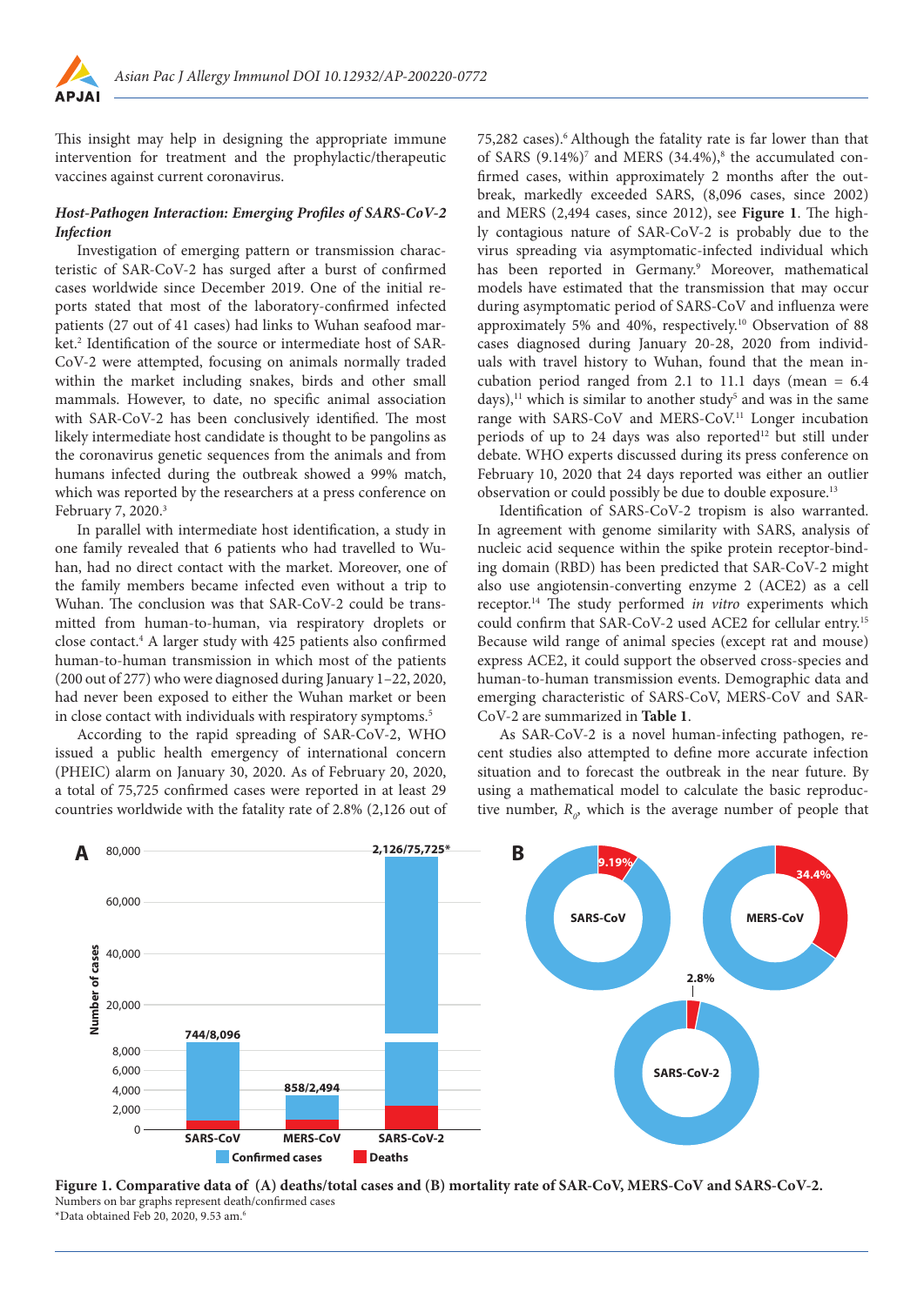This insight may help in designing the appropriate immune intervention for treatment and the prophylactic/therapeutic vaccines against current coronavirus.

### *Host-Pathogen Interaction: Emerging Profiles of SARS-CoV-2 Infection*

Investigation of emerging pattern or transmission characteristic of SAR-CoV-2 has surged after a burst of confirmed cases worldwide since December 2019. One of the initial reports stated that most of the laboratory-confirmed infected patients (27 out of 41 cases) had links to Wuhan seafood market.[2] Identification of the source or intermediate host of SAR-CoV-2 were attempted, focusing on animals normally traded within the market including snakes, birds and other small mammals. However, to date, no specific animal association with SAR-CoV-2 has been conclusively identified. The most likely intermediate host candidate is thought to be pangolins as the coronavirus genetic sequences from the animals and from humans infected during the outbreak showed a 99% match, which was reported by the researchers at a press conference on February 7, 2020.[3]

In parallel with intermediate host identification, a study in one family revealed that 6 patients who had travelled to Wuhan, had no direct contact with the market. Moreover, one of the family members became infected even without a trip to Wuhan. The conclusion was that SAR-CoV-2 could be transmitted from human-to-human, via respiratory droplets or close contact.[4] A larger study with 425 patients also confirmed human-to-human transmission in which most of the patients (200 out of 277) who were diagnosed during January 1–22, 2020, had never been exposed to either the Wuhan market or been in close contact with individuals with respiratory symptoms.[5]

According to the rapid spreading of SAR-CoV-2, WHO issued a public health emergency of international concern (PHEIC) alarm on January 30, 2020. As of February 20, 2020, a total of 75,725 confirmed cases were reported in at least 29 countries worldwide with the fatality rate of 2.8% (2,126 out of 75,282 cases).[6] Although the fatality rate is far lower than that of SARS (9.14%)[7] and MERS (34.4%),[8] the accumulated confirmed cases, within approximately 2 months after the outbreak, markedly exceeded SARS, (8,096 cases, since 2002) and MERS (2,494 cases, since 2012), see **Figure 1**. The highly contagious nature of SAR-CoV-2 is probably due to the virus spreading via asymptomatic-infected individual which has been reported in Germany.[9] Moreover, mathematical models have estimated that the transmission that may occur during asymptomatic period of SARS-CoV and influenza were approximately 5% and 40%, respectively.[10] Observation of 88 cases diagnosed during January 20-28, 2020 from individuals with travel history to Wuhan, found that the mean incubation period ranged from 2.1 to 11.1 days (mean = 6.4 days),[11] which is similar to another study[5] and was in the same range with SARS-CoV and MERS-CoV.[11] Longer incubation periods of up to 24 days was also reported[12] but still under debate. WHO experts discussed during its press conference on February 10, 2020 that 24 days reported was either an outlier observation or could possibly be due to double exposure.[13]

Identification of SARS-CoV-2 tropism is also warranted. In agreement with genome similarity with SARS, analysis of nucleic acid sequence within the spike protein receptor-binding domain (RBD) has been predicted that SAR-CoV-2 might also use angiotensin-converting enzyme 2 (ACE2) as a cell receptor.[14] The study performed *in vitro* experiments which could confirm that SAR-CoV-2 used ACE2 for cellular entry.[15] Because wild range of animal species (except rat and mouse) express ACE2, it could support the observed cross-species and human-to-human transmission events. Demographic data and emerging characteristic of SARS-CoV, MERS-CoV and SAR-CoV-2 are summarized in **Table 1**.

As SAR-CoV-2 is a novel human-infecting pathogen, recent studies also attempted to define more accurate infection situation and to forecast the outbreak in the near future. By using a mathematical model to calculate the basic reproductive number, $R_0$, which is the average number of people that

**Figure 1. Comparative data of (A) deaths/total cases and (B) mortality rate of SAR-CoV, MERS-CoV and SARS-CoV-2.**
Numbers on bar graphs represent death/confirmed cases
*Data obtained Feb 20, 2020, 9.53 am.[6]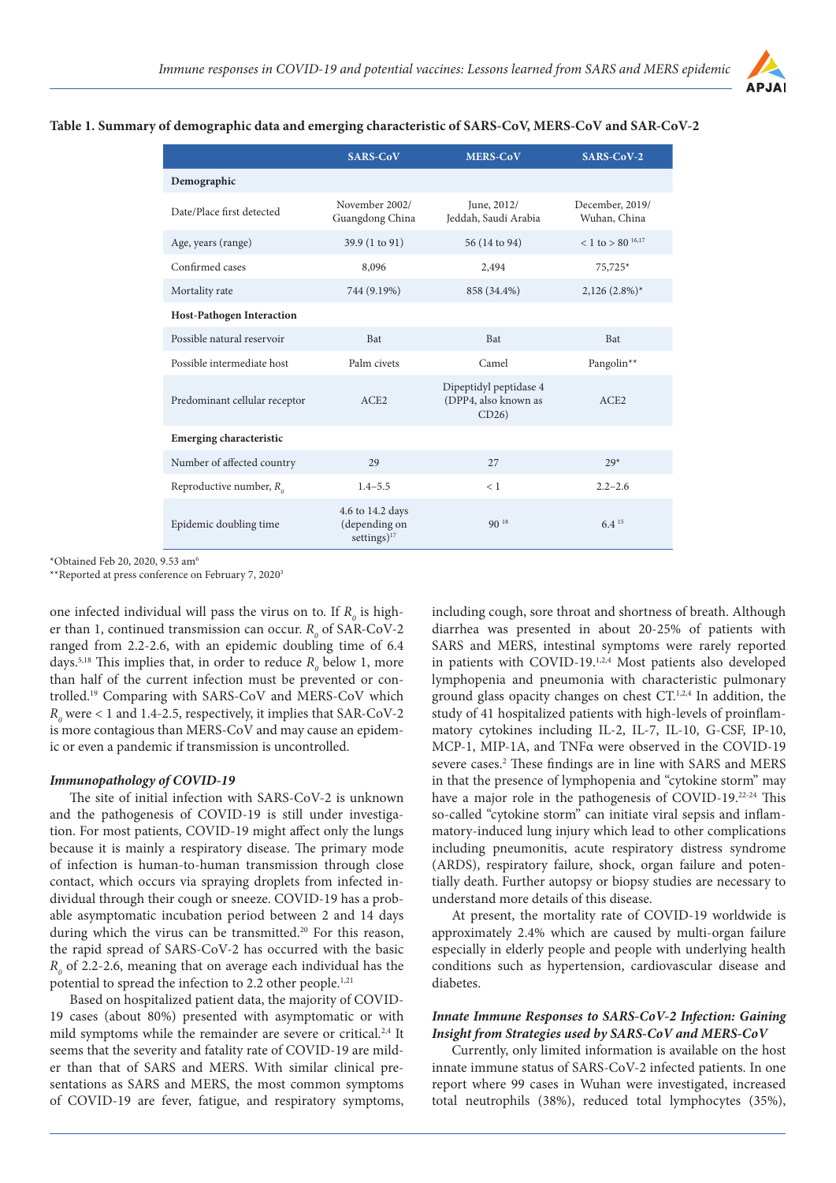**Table 1. Summary of demographic data and emerging characteristic of SARS-CoV, MERS-CoV and SAR-CoV-2**

| | SARS-CoV | MERS-CoV | SARS-CoV-2 |
|---|---|---|---|
| **Demographic** | | | |
| Date/Place first detected | November 2002/ Guangdong China | June, 2012/ Jeddah, Saudi Arabia | December, 2019/ Wuhan, China |
| Age, years (range) | 39.9 (1 to 91) | 56 (14 to 94) | < 1 to > 80 [16,17] |
| Confirmed cases | 8,096 | 2,494 | 75,725* |
| Mortality rate | 744 (9.19%) | 858 (34.4%) | 2,126 (2.8%)* |
| **Host-Pathogen Interaction** | | | |
| Possible natural reservoir | Bat | Bat | Bat |
| Possible intermediate host | Palm civets | Camel | Pangolin** |
| Predominant cellular receptor | ACE2 | Dipeptidyl peptidase 4 (DPP4, also known as CD26) | ACE2 |
| **Emerging characteristic** | | | |
| Number of affected country | 29 | 27 | 29* |
| Reproductive number, $R_0$ | 1.4–5.5 | < 1 | 2.2–2.6 |
| Epidemic doubling time | 4.6 to 14.2 days (depending on settings)[17] | 90 [18] | 6.4 [15] |

*Obtained Feb 20, 2020, 9.53 am[6]

**Reported at press conference on February 7, 2020[3]

one infected individual will pass the virus on to. If $R_0$ is higher than 1, continued transmission can occur. $R_0$ of SAR-CoV-2 ranged from 2.2-2.6, with an epidemic doubling time of 6.4 days.[5,18] This implies that, in order to reduce $R_0$ below 1, more than half of the current infection must be prevented or controlled.[19] Comparing with SARS-CoV and MERS-CoV which $R_0$ were < 1 and 1.4-2.5, respectively, it implies that SAR-CoV-2 is more contagious than MERS-CoV and may cause an epidemic or even a pandemic if transmission is uncontrolled.

### *Immunopathology of COVID-19*

The site of initial infection with SARS-CoV-2 is unknown and the pathogenesis of COVID-19 is still under investigation. For most patients, COVID-19 might affect only the lungs because it is mainly a respiratory disease. The primary mode of infection is human-to-human transmission through close contact, which occurs via spraying droplets from infected individual through their cough or sneeze. COVID-19 has a probable asymptomatic incubation period between 2 and 14 days during which the virus can be transmitted.[20] For this reason, the rapid spread of SARS-CoV-2 has occurred with the basic $R_0$ of 2.2-2.6, meaning that on average each individual has the potential to spread the infection to 2.2 other people.[1,21]

Based on hospitalized patient data, the majority of COVID-19 cases (about 80%) presented with asymptomatic or with mild symptoms while the remainder are severe or critical.[2,4] It seems that the severity and fatality rate of COVID-19 are milder than that of SARS and MERS. With similar clinical presentations as SARS and MERS, the most common symptoms of COVID-19 are fever, fatigue, and respiratory symptoms, including cough, sore throat and shortness of breath. Although diarrhea was presented in about 20-25% of patients with SARS and MERS, intestinal symptoms were rarely reported in patients with COVID-19.[1,2,4] Most patients also developed lymphopenia and pneumonia with characteristic pulmonary ground glass opacity changes on chest CT.[1,2,4] In addition, the study of 41 hospitalized patients with high-levels of proinflammatory cytokines including IL-2, IL-7, IL-10, G-CSF, IP-10, MCP-1, MIP-1A, and TNFα were observed in the COVID-19 severe cases.[2] These findings are in line with SARS and MERS in that the presence of lymphopenia and "cytokine storm" may have a major role in the pathogenesis of COVID-19.[22-24] This so-called "cytokine storm" can initiate viral sepsis and inflammatory-induced lung injury which lead to other complications including pneumonitis, acute respiratory distress syndrome (ARDS), respiratory failure, shock, organ failure and potentially death. Further autopsy or biopsy studies are necessary to understand more details of this disease.

At present, the mortality rate of COVID-19 worldwide is approximately 2.4% which are caused by multi-organ failure especially in elderly people and people with underlying health conditions such as hypertension, cardiovascular disease and diabetes.

### *Innate Immune Responses to SARS-CoV-2 Infection: Gaining Insight from Strategies used by SARS-CoV and MERS-CoV*

Currently, only limited information is available on the host innate immune status of SARS-CoV-2 infected patients. In one report where 99 cases in Wuhan were investigated, increased total neutrophils (38%), reduced total lymphocytes (35%),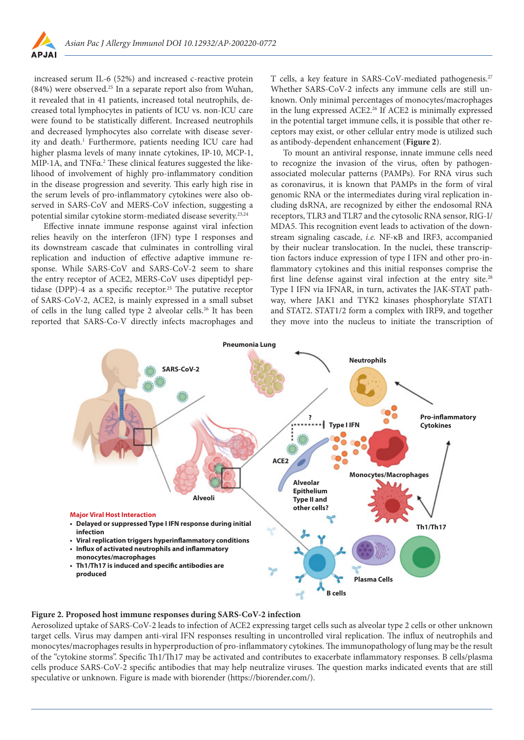increased serum IL-6 (52%) and increased c-reactive protein (84%) were observed.[25] In a separate report also from Wuhan, it revealed that in 41 patients, increased total neutrophils, decreased total lymphocytes in patients of ICU vs. non-ICU care were found to be statistically different. Increased neutrophils and decreased lymphocytes also correlate with disease severity and death.[1] Furthermore, patients needing ICU care had higher plasma levels of many innate cytokines, IP-10, MCP-1, MIP-1A, and TNFα.[2] These clinical features suggested the likelihood of involvement of highly pro-inflammatory condition in the disease progression and severity. This early high rise in the serum levels of pro-inflammatory cytokines were also observed in SARS-CoV and MERS-CoV infection, suggesting a potential similar cytokine storm-mediated disease severity.[23,24]

Effective innate immune response against viral infection relies heavily on the interferon (IFN) type I responses and its downstream cascade that culminates in controlling viral replication and induction of effective adaptive immune response. While SARS-CoV and SARS-CoV-2 seem to share the entry receptor of ACE2, MERS-CoV uses dipeptidyl peptidase (DPP)-4 as a specific receptor.[25] The putative receptor of SARS-CoV-2, ACE2, is mainly expressed in a small subset of cells in the lung called type 2 alveolar cells.[26] It has been reported that SARS-Co-V directly infects macrophages and T cells, a key feature in SARS-CoV-mediated pathogenesis.[27] Whether SARS-CoV-2 infects any immune cells are still unknown. Only minimal percentages of monocytes/macrophages in the lung expressed ACE2.[26] If ACE2 is minimally expressed in the potential target immune cells, it is possible that other receptors may exist, or other cellular entry mode is utilized such as antibody-dependent enhancement (**Figure 2**).

To mount an antiviral response, innate immune cells need to recognize the invasion of the virus, often by pathogen-associated molecular patterns (PAMPs). For RNA virus such as coronavirus, it is known that PAMPs in the form of viral genomic RNA or the intermediates during viral replication including dsRNA, are recognized by either the endosomal RNA receptors, TLR3 and TLR7 and the cytosolic RNA sensor, RIG-I/MDA5. This recognition event leads to activation of the downstream signaling cascade, *i.e.* NF-κB and IRF3, accompanied by their nuclear translocation. In the nuclei, these transcription factors induce expression of type I IFN and other pro-inflammatory cytokines and this initial responses comprise the first line defense against viral infection at the entry site.[28] Type I IFN via IFNAR, in turn, activates the JAK-STAT pathway, where JAK1 and TYK2 kinases phosphorylate STAT1 and STAT2. STAT1/2 form a complex with IRF9, and together they move into the nucleus to initiate the transcription of

**Figure 2. Proposed host immune responses during SARS-CoV-2 infection**

Aerosolized uptake of SARS-CoV-2 leads to infection of ACE2 expressing target cells such as alveolar type 2 cells or other unknown target cells. Virus may dampen anti-viral IFN responses resulting in uncontrolled viral replication. The influx of neutrophils and monocytes/macrophages results in hyperproduction of pro-inflammatory cytokines. The immunopathology of lung may be the result of the "cytokine storms". Specific Th1/Th17 may be activated and contributes to exacerbate inflammatory responses. B cells/plasma cells produce SARS-CoV-2 specific antibodies that may help neutralize viruses. The question marks indicated events that are still speculative or unknown. Figure is made with biorender (https://biorender.com/).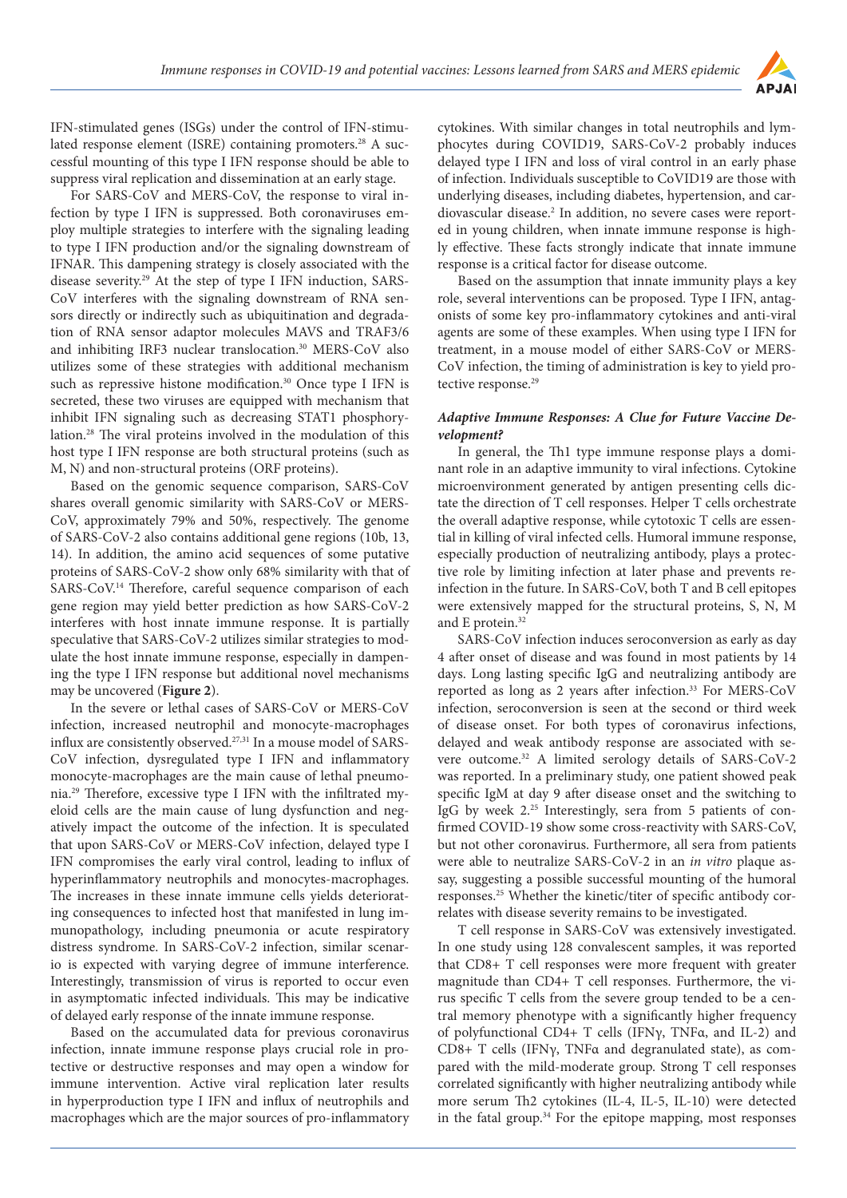IFN-stimulated genes (ISGs) under the control of IFN-stimulated response element (ISRE) containing promoters.[28] A successful mounting of this type I IFN response should be able to suppress viral replication and dissemination at an early stage.

For SARS-CoV and MERS-CoV, the response to viral infection by type I IFN is suppressed. Both coronaviruses employ multiple strategies to interfere with the signaling leading to type I IFN production and/or the signaling downstream of IFNAR. This dampening strategy is closely associated with the disease severity.[29] At the step of type I IFN induction, SARS-CoV interferes with the signaling downstream of RNA sensors directly or indirectly such as ubiquitination and degradation of RNA sensor adaptor molecules MAVS and TRAF3/6 and inhibiting IRF3 nuclear translocation.[30] MERS-CoV also utilizes some of these strategies with additional mechanism such as repressive histone modification.[30] Once type I IFN is secreted, these two viruses are equipped with mechanism that inhibit IFN signaling such as decreasing STAT1 phosphorylation.[28] The viral proteins involved in the modulation of this host type I IFN response are both structural proteins (such as M, N) and non-structural proteins (ORF proteins).

Based on the genomic sequence comparison, SARS-CoV shares overall genomic similarity with SARS-CoV or MERS-CoV, approximately 79% and 50%, respectively. The genome of SARS-CoV-2 also contains additional gene regions (10b, 13, 14). In addition, the amino acid sequences of some putative proteins of SARS-CoV-2 show only 68% similarity with that of SARS-CoV.[14] Therefore, careful sequence comparison of each gene region may yield better prediction as how SARS-CoV-2 interferes with host innate immune response. It is partially speculative that SARS-CoV-2 utilizes similar strategies to modulate the host innate immune response, especially in dampening the type I IFN response but additional novel mechanisms may be uncovered (**Figure 2**).

In the severe or lethal cases of SARS-CoV or MERS-CoV infection, increased neutrophil and monocyte-macrophages influx are consistently observed.[27,31] In a mouse model of SARS-CoV infection, dysregulated type I IFN and inflammatory monocyte-macrophages are the main cause of lethal pneumonia.[29] Therefore, excessive type I IFN with the infiltrated myeloid cells are the main cause of lung dysfunction and negatively impact the outcome of the infection. It is speculated that upon SARS-CoV or MERS-CoV infection, delayed type I IFN compromises the early viral control, leading to influx of hyperinflammatory neutrophils and monocytes-macrophages. The increases in these innate immune cells yields deteriorating consequences to infected host that manifested in lung immunopathology, including pneumonia or acute respiratory distress syndrome. In SARS-CoV-2 infection, similar scenario is expected with varying degree of immune interference. Interestingly, transmission of virus is reported to occur even in asymptomatic infected individuals. This may be indicative of delayed early response of the innate immune response.

Based on the accumulated data for previous coronavirus infection, innate immune response plays crucial role in protective or destructive responses and may open a window for immune intervention. Active viral replication later results in hyperproduction type I IFN and influx of neutrophils and macrophages which are the major sources of pro-inflammatory cytokines. With similar changes in total neutrophils and lymphocytes during COVID19, SARS-CoV-2 probably induces delayed type I IFN and loss of viral control in an early phase of infection. Individuals susceptible to CoVID19 are those with underlying diseases, including diabetes, hypertension, and cardiovascular disease.[2] In addition, no severe cases were reported in young children, when innate immune response is highly effective. These facts strongly indicate that innate immune response is a critical factor for disease outcome.

Based on the assumption that innate immunity plays a key role, several interventions can be proposed. Type I IFN, antagonists of some key pro-inflammatory cytokines and anti-viral agents are some of these examples. When using type I IFN for treatment, in a mouse model of either SARS-CoV or MERS-CoV infection, the timing of administration is key to yield protective response.[29]

### *Adaptive Immune Responses: A Clue for Future Vaccine Development?*

In general, the Th1 type immune response plays a dominant role in an adaptive immunity to viral infections. Cytokine microenvironment generated by antigen presenting cells dictate the direction of T cell responses. Helper T cells orchestrate the overall adaptive response, while cytotoxic T cells are essential in killing of viral infected cells. Humoral immune response, especially production of neutralizing antibody, plays a protective role by limiting infection at later phase and prevents reinfection in the future. In SARS-CoV, both T and B cell epitopes were extensively mapped for the structural proteins, S, N, M and E protein.[32]

SARS-CoV infection induces seroconversion as early as day 4 after onset of disease and was found in most patients by 14 days. Long lasting specific IgG and neutralizing antibody are reported as long as 2 years after infection.[33] For MERS-CoV infection, seroconversion is seen at the second or third week of disease onset. For both types of coronavirus infections, delayed and weak antibody response are associated with severe outcome.[32] A limited serology details of SARS-CoV-2 was reported. In a preliminary study, one patient showed peak specific IgM at day 9 after disease onset and the switching to IgG by week 2.[25] Interestingly, sera from 5 patients of confirmed COVID-19 show some cross-reactivity with SARS-CoV, but not other coronavirus. Furthermore, all sera from patients were able to neutralize SARS-CoV-2 in an *in vitro* plaque assay, suggesting a possible successful mounting of the humoral responses.[25] Whether the kinetic/titer of specific antibody correlates with disease severity remains to be investigated.

T cell response in SARS-CoV was extensively investigated. In one study using 128 convalescent samples, it was reported that CD8+ T cell responses were more frequent with greater magnitude than CD4+ T cell responses. Furthermore, the virus specific T cells from the severe group tended to be a central memory phenotype with a significantly higher frequency of polyfunctional CD4+ T cells (IFNγ, TNFα, and IL-2) and CD8+ T cells (IFNγ, TNFα and degranulated state), as compared with the mild-moderate group. Strong T cell responses correlated significantly with higher neutralizing antibody while more serum Th2 cytokines (IL-4, IL-5, IL-10) were detected in the fatal group.[34] For the epitope mapping, most responses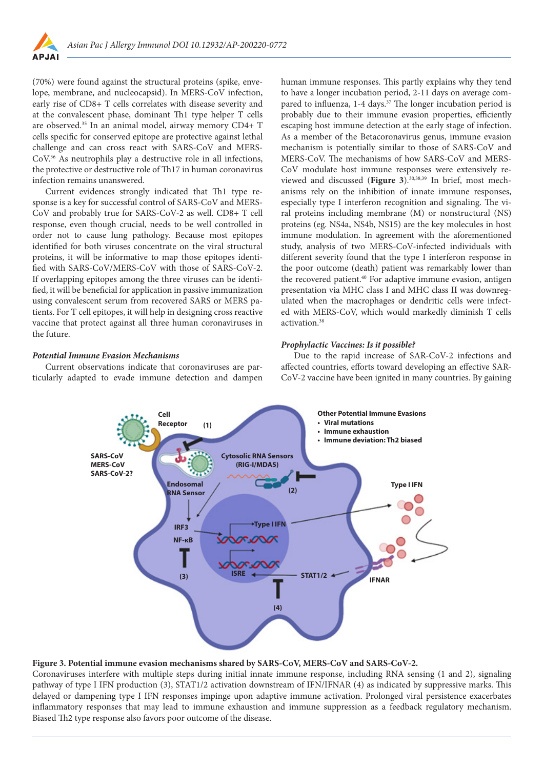(70%) were found against the structural proteins (spike, envelope, membrane, and nucleocapsid). In MERS-CoV infection, early rise of CD8+ T cells correlates with disease severity and at the convalescent phase, dominant Th1 type helper T cells are observed.[35] In an animal model, airway memory CD4+ T cells specific for conserved epitope are protective against lethal challenge and can cross react with SARS-CoV and MERS-CoV.[36] As neutrophils play a destructive role in all infections, the protective or destructive role of Th17 in human coronavirus infection remains unanswered.

Current evidences strongly indicated that Th1 type response is a key for successful control of SARS-CoV and MERS-CoV and probably true for SARS-CoV-2 as well. CD8+ T cell response, even though crucial, needs to be well controlled in order not to cause lung pathology. Because most epitopes identified for both viruses concentrate on the viral structural proteins, it will be informative to map those epitopes identified with SARS-CoV/MERS-CoV with those of SARS-CoV-2. If overlapping epitopes among the three viruses can be identified, it will be beneficial for application in passive immunization using convalescent serum from recovered SARS or MERS patients. For T cell epitopes, it will help in designing cross reactive vaccine that protect against all three human coronaviruses in the future.

### *Potential Immune Evasion Mechanisms*

Current observations indicate that coronaviruses are particularly adapted to evade immune detection and dampen human immune responses. This partly explains why they tend to have a longer incubation period, 2-11 days on average compared to influenza, 1-4 days.[37] The longer incubation period is probably due to their immune evasion properties, efficiently escaping host immune detection at the early stage of infection. As a member of the Betacoronavirus genus, immune evasion mechanism is potentially similar to those of SARS-CoV and MERS-CoV. The mechanisms of how SARS-CoV and MERS-CoV modulate host immune responses were extensively reviewed and discussed (**Figure 3**).[30,38,39] In brief, most mechanisms rely on the inhibition of innate immune responses, especially type I interferon recognition and signaling. The viral proteins including membrane (M) or nonstructural (NS) proteins (eg. NS4a, NS4b, NS15) are the key molecules in host immune modulation. In agreement with the aforementioned study, analysis of two MERS-CoV-infected individuals with different severity found that the type I interferon response in the poor outcome (death) patient was remarkably lower than the recovered patient.[40] For adaptive immune evasion, antigen presentation via MHC class I and MHC class II was downregulated when the macrophages or dendritic cells were infected with MERS-CoV, which would markedly diminish T cells activation.[38]

### *Prophylactic Vaccines: Is it possible?*

Due to the rapid increase of SAR-CoV-2 infections and affected countries, efforts toward developing an effective SAR-CoV-2 vaccine have been ignited in many countries. By gaining

**Figure 3. Potential immune evasion mechanisms shared by SARS-CoV, MERS-CoV and SARS-CoV-2.**
Coronaviruses interfere with multiple steps during initial innate immune response, including RNA sensing (1 and 2), signaling pathway of type I IFN production (3), STAT1/2 activation downstream of IFN/IFNAR (4) as indicated by suppressive marks. This delayed or dampening type I IFN responses impinge upon adaptive immune activation. Prolonged viral persistence exacerbates inflammatory responses that may lead to immune exhaustion and immune suppression as a feedback regulatory mechanism. Biased Th2 type response also favors poor outcome of the disease.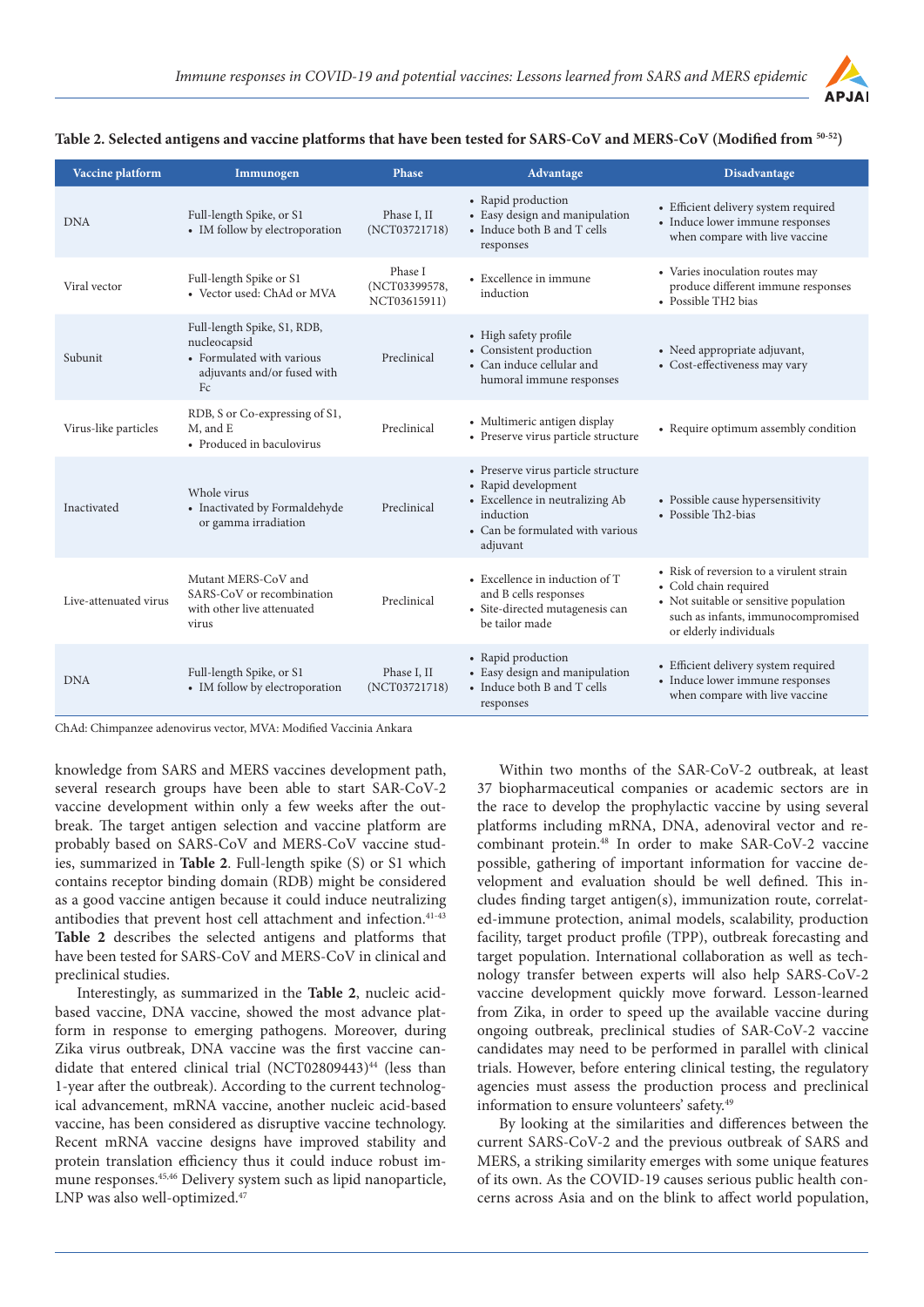**Table 2. Selected antigens and vaccine platforms that have been tested for SARS-CoV and MERS-CoV (Modified from [50-52])**

| Vaccine platform | Immunogen | Phase | Advantage | Disadvantage |
|---|---|---|---|---|
| DNA | Full-length Spike, or S1 • IM follow by electroporation | Phase I, II (NCT03721718) | • Rapid production • Easy design and manipulation • Induce both B and T cells responses | • Efficient delivery system required • Induce lower immune responses when compare with live vaccine |
| Viral vector | Full-length Spike or S1 • Vector used: ChAd or MVA | Phase I (NCT03399578, NCT03615911) | • Excellence in immune induction | • Varies inoculation routes may produce different immune responses • Possible TH2 bias |
| Subunit | Full-length Spike, S1, RDB, nucleocapsid • Formulated with various adjuvants and/or fused with Fc | Preclinical | • High safety profile • Consistent production • Can induce cellular and humoral immune responses | • Need appropriate adjuvant, • Cost-effectiveness may vary |
| Virus-like particles | RDB, S or Co-expressing of S1, M, and E • Produced in baculovirus | Preclinical | • Multimeric antigen display • Preserve virus particle structure | • Require optimum assembly condition |
| Inactivated | Whole virus • Inactivated by Formaldehyde or gamma irradiation | Preclinical | • Preserve virus particle structure • Rapid development • Excellence in neutralizing Ab induction • Can be formulated with various adjuvant | • Possible cause hypersensitivity • Possible Th2-bias |
| Live-attenuated virus | Mutant MERS-CoV and SARS-CoV or recombination with other live attenuated virus | Preclinical | • Excellence in induction of T and B cells responses • Site-directed mutagenesis can be tailor made | • Risk of reversion to a virulent strain • Cold chain required • Not suitable or sensitive population such as infants, immunocompromised or elderly individuals |
| DNA | Full-length Spike, or S1 • IM follow by electroporation | Phase I, II (NCT03721718) | • Rapid production • Easy design and manipulation • Induce both B and T cells responses | • Efficient delivery system required • Induce lower immune responses when compare with live vaccine |

ChAd: Chimpanzee adenovirus vector, MVA: Modified Vaccinia Ankara

knowledge from SARS and MERS vaccines development path, several research groups have been able to start SAR-CoV-2 vaccine development within only a few weeks after the outbreak. The target antigen selection and vaccine platform are probably based on SARS-CoV and MERS-CoV vaccine studies, summarized in **Table 2**. Full-length spike (S) or S1 which contains receptor binding domain (RDB) might be considered as a good vaccine antigen because it could induce neutralizing antibodies that prevent host cell attachment and infection.[41-43] **Table 2** describes the selected antigens and platforms that have been tested for SARS-CoV and MERS-CoV in clinical and preclinical studies.

Interestingly, as summarized in the **Table 2**, nucleic acid-based vaccine, DNA vaccine, showed the most advance platform in response to emerging pathogens. Moreover, during Zika virus outbreak, DNA vaccine was the first vaccine candidate that entered clinical trial (NCT02809443)[44] (less than 1-year after the outbreak). According to the current technological advancement, mRNA vaccine, another nucleic acid-based vaccine, has been considered as disruptive vaccine technology. Recent mRNA vaccine designs have improved stability and protein translation efficiency thus it could induce robust immune responses.[45,46] Delivery system such as lipid nanoparticle, LNP was also well-optimized.[47]

Within two months of the SAR-CoV-2 outbreak, at least 37 biopharmaceutical companies or academic sectors are in the race to develop the prophylactic vaccine by using several platforms including mRNA, DNA, adenoviral vector and recombinant protein.[48] In order to make SAR-CoV-2 vaccine possible, gathering of important information for vaccine development and evaluation should be well defined. This includes finding target antigen(s), immunization route, correlated-immune protection, animal models, scalability, production facility, target product profile (TPP), outbreak forecasting and target population. International collaboration as well as technology transfer between experts will also help SARS-CoV-2 vaccine development quickly move forward. Lesson-learned from Zika, in order to speed up the available vaccine during ongoing outbreak, preclinical studies of SAR-CoV-2 vaccine candidates may need to be performed in parallel with clinical trials. However, before entering clinical testing, the regulatory agencies must assess the production process and preclinical information to ensure volunteers' safety.[49]

By looking at the similarities and differences between the current SARS-CoV-2 and the previous outbreak of SARS and MERS, a striking similarity emerges with some unique features of its own. As the COVID-19 causes serious public health concerns across Asia and on the blink to affect world population,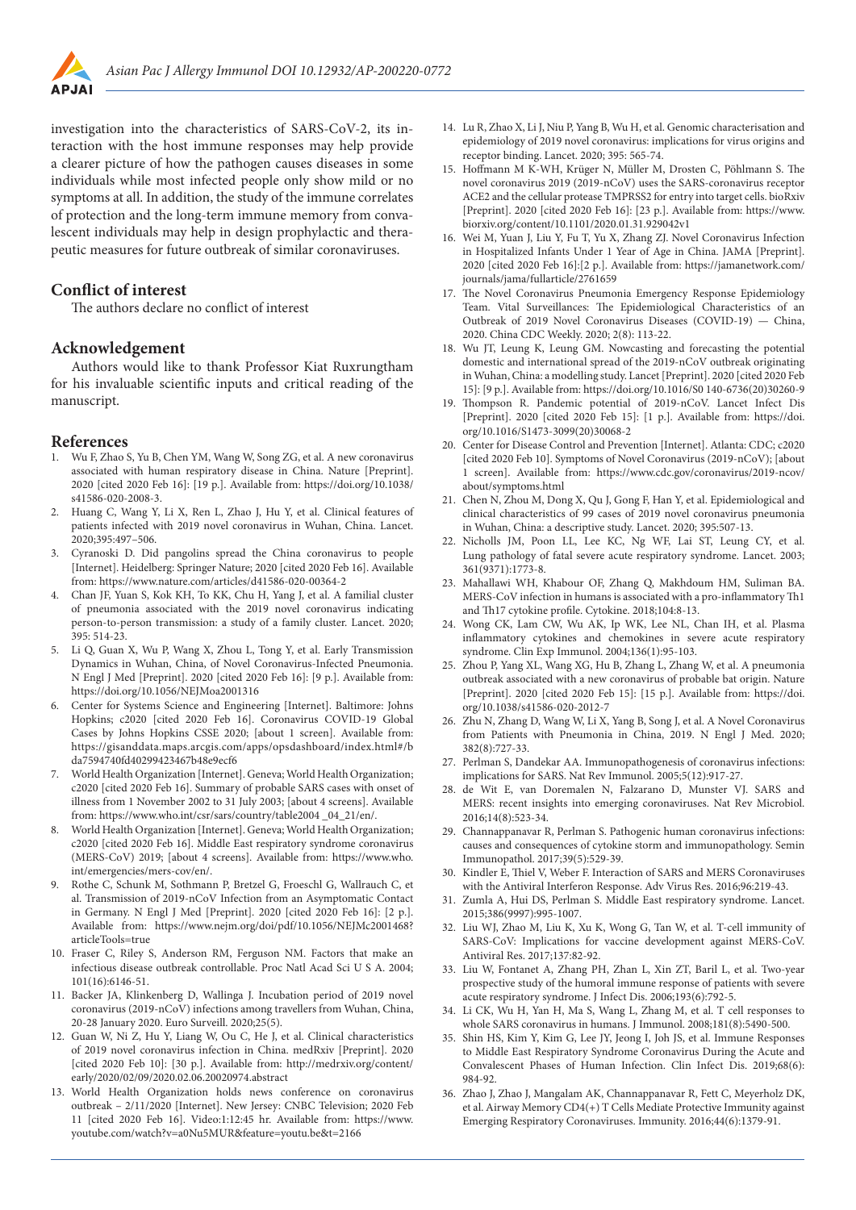investigation into the characteristics of SARS-CoV-2, its interaction with the host immune responses may help provide a clearer picture of how the pathogen causes diseases in some individuals while most infected people only show mild or no symptoms at all. In addition, the study of the immune correlates of protection and the long-term immune memory from convalescent individuals may help in design prophylactic and therapeutic measures for future outbreak of similar coronaviruses.

## Conflict of interest

The authors declare no conflict of interest

## Acknowledgement

Authors would like to thank Professor Kiat Ruxrungtham for his invaluable scientific inputs and critical reading of the manuscript.

## References

1. Wu F, Zhao S, Yu B, Chen YM, Wang W, Song ZG, et al. A new coronavirus associated with human respiratory disease in China. Nature [Preprint]. 2020 [cited 2020 Feb 16]: [19 p.]. Available from: https://doi.org/10.1038/s41586-020-2008-3.
2. Huang C, Wang Y, Li X, Ren L, Zhao J, Hu Y, et al. Clinical features of patients infected with 2019 novel coronavirus in Wuhan, China. Lancet. 2020;395:497–506.
3. Cyranoski D. Did pangolins spread the China coronavirus to people [Internet]. Heidelberg: Springer Nature; 2020 [cited 2020 Feb 16]. Available from: https://www.nature.com/articles/d41586-020-00364-2
4. Chan JF, Yuan S, Kok KH, To KK, Chu H, Yang J, et al. A familial cluster of pneumonia associated with the 2019 novel coronavirus indicating person-to-person transmission: a study of a family cluster. Lancet. 2020; 395: 514-23.
5. Li Q, Guan X, Wu P, Wang X, Zhou L, Tong Y, et al. Early Transmission Dynamics in Wuhan, China, of Novel Coronavirus-Infected Pneumonia. N Engl J Med [Preprint]. 2020 [cited 2020 Feb 16]: [9 p.]. Available from: https://doi.org/10.1056/NEJMoa2001316
6. Center for Systems Science and Engineering [Internet]. Baltimore: Johns Hopkins; c2020 [cited 2020 Feb 16]. Coronavirus COVID-19 Global Cases by Johns Hopkins CSSE 2020; [about 1 screen]. Available from: https://gisanddata.maps.arcgis.com/apps/opsdashboard/index.html#/bda7594740fd40299423467b48e9ecf6
7. World Health Organization [Internet]. Geneva; World Health Organization; c2020 [cited 2020 Feb 16]. Summary of probable SARS cases with onset of illness from 1 November 2002 to 31 July 2003; [about 4 screens]. Available from: https://www.who.int/csr/sars/country/table2004 _04_21/en/.
8. World Health Organization [Internet]. Geneva; World Health Organization; c2020 [cited 2020 Feb 16]. Middle East respiratory syndrome coronavirus (MERS-CoV) 2019; [about 4 screens]. Available from: https://www.who.int/emergencies/mers-cov/en/.
9. Rothe C, Schunk M, Sothmann P, Bretzel G, Froeschl G, Wallrauch C, et al. Transmission of 2019-nCoV Infection from an Asymptomatic Contact in Germany. N Engl J Med [Preprint]. 2020 [cited 2020 Feb 16]: [2 p.]. Available from: https://www.nejm.org/doi/pdf/10.1056/NEJMc2001468?articleTools=true
10. Fraser C, Riley S, Anderson RM, Ferguson NM. Factors that make an infectious disease outbreak controllable. Proc Natl Acad Sci U S A. 2004; 101(16):6146-51.
11. Backer JA, Klinkenberg D, Wallinga J. Incubation period of 2019 novel coronavirus (2019-nCoV) infections among travellers from Wuhan, China, 20-28 January 2020. Euro Surveill. 2020;25(5).
12. Guan W, Ni Z, Hu Y, Liang W, Ou C, He J, et al. Clinical characteristics of 2019 novel coronavirus infection in China. medRxiv [Preprint]. 2020 [cited 2020 Feb 10]: [30 p.]. Available from: http://medrxiv.org/content/early/2020/02/09/2020.02.06.20020974.abstract
13. World Health Organization holds news conference on coronavirus outbreak – 2/11/2020 [Internet]. New Jersey: CNBC Television; 2020 Feb 11 [cited 2020 Feb 16]. Video:1:12:45 hr. Available from: https://www.youtube.com/watch?v=a0Nu5MUR&feature=youtu.be&t=2166
14. Lu R, Zhao X, Li J, Niu P, Yang B, Wu H, et al. Genomic characterisation and epidemiology of 2019 novel coronavirus: implications for virus origins and receptor binding. Lancet. 2020; 395: 565-74.
15. Hoffmann M K-WH, Krüger N, Müller M, Drosten C, Pöhlmann S. The novel coronavirus 2019 (2019-nCoV) uses the SARS-coronavirus receptor ACE2 and the cellular protease TMPRSS2 for entry into target cells. bioRxiv [Preprint]. 2020 [cited 2020 Feb 16]: [23 p.]. Available from: https://www.biorxiv.org/content/10.1101/2020.01.31.929042v1
16. Wei M, Yuan J, Liu Y, Fu T, Yu X, Zhang ZJ. Novel Coronavirus Infection in Hospitalized Infants Under 1 Year of Age in China. JAMA [Preprint]. 2020 [cited 2020 Feb 16]:[2 p.]. Available from: https://jamanetwork.com/journals/jama/fullarticle/2761659
17. The Novel Coronavirus Pneumonia Emergency Response Epidemiology Team. Vital Surveillances: The Epidemiological Characteristics of an Outbreak of 2019 Novel Coronavirus Diseases (COVID-19) — China, 2020. China CDC Weekly. 2020; 2(8): 113-22.
18. Wu JT, Leung K, Leung GM. Nowcasting and forecasting the potential domestic and international spread of the 2019-nCoV outbreak originating in Wuhan, China: a modelling study. Lancet [Preprint]. 2020 [cited 2020 Feb 15]: [9 p.]. Available from: https://doi.org/10.1016/S0 140-6736(20)30260-9
19. Thompson R. Pandemic potential of 2019-nCoV. Lancet Infect Dis [Preprint]. 2020 [cited 2020 Feb 15]: [1 p.]. Available from: https://doi.org/10.1016/S1473-3099(20)30068-2
20. Center for Disease Control and Prevention [Internet]. Atlanta: CDC; c2020 [cited 2020 Feb 10]. Symptoms of Novel Coronavirus (2019-nCoV); [about 1 screen]. Available from: https://www.cdc.gov/coronavirus/2019-ncov/about/symptoms.html
21. Chen N, Zhou M, Dong X, Qu J, Gong F, Han Y, et al. Epidemiological and clinical characteristics of 99 cases of 2019 novel coronavirus pneumonia in Wuhan, China: a descriptive study. Lancet. 2020; 395:507-13.
22. Nicholls JM, Poon LL, Lee KC, Ng WF, Lai ST, Leung CY, et al. Lung pathology of fatal severe acute respiratory syndrome. Lancet. 2003; 361(9371):1773-8.
23. Mahallawi WH, Khabour OF, Zhang Q, Makhdoum HM, Suliman BA. MERS-CoV infection in humans is associated with a pro-inflammatory Th1 and Th17 cytokine profile. Cytokine. 2018;104:8-13.
24. Wong CK, Lam CW, Wu AK, Ip WK, Lee NL, Chan IH, et al. Plasma inflammatory cytokines and chemokines in severe acute respiratory syndrome. Clin Exp Immunol. 2004;136(1):95-103.
25. Zhou P, Yang XL, Wang XG, Hu B, Zhang L, Zhang W, et al. A pneumonia outbreak associated with a new coronavirus of probable bat origin. Nature [Preprint]. 2020 [cited 2020 Feb 15]: [15 p.]. Available from: https://doi.org/10.1038/s41586-020-2012-7
26. Zhu N, Zhang D, Wang W, Li X, Yang B, Song J, et al. A Novel Coronavirus from Patients with Pneumonia in China, 2019. N Engl J Med. 2020; 382(8):727-33.
27. Perlman S, Dandekar AA. Immunopathogenesis of coronavirus infections: implications for SARS. Nat Rev Immunol. 2005;5(12):917-27.
28. de Wit E, van Doremalen N, Falzarano D, Munster VJ. SARS and MERS: recent insights into emerging coronaviruses. Nat Rev Microbiol. 2016;14(8):523-34.
29. Channappanavar R, Perlman S. Pathogenic human coronavirus infections: causes and consequences of cytokine storm and immunopathology. Semin Immunopathol. 2017;39(5):529-39.
30. Kindler E, Thiel V, Weber F. Interaction of SARS and MERS Coronaviruses with the Antiviral Interferon Response. Adv Virus Res. 2016;96:219-43.
31. Zumla A, Hui DS, Perlman S. Middle East respiratory syndrome. Lancet. 2015;386(9997):995-1007.
32. Liu WJ, Zhao M, Liu K, Xu K, Wong G, Tan W, et al. T-cell immunity of SARS-CoV: Implications for vaccine development against MERS-CoV. Antiviral Res. 2017;137:82-92.
33. Liu W, Fontanet A, Zhang PH, Zhan L, Xin ZT, Baril L, et al. Two-year prospective study of the humoral immune response of patients with severe acute respiratory syndrome. J Infect Dis. 2006;193(6):792-5.
34. Li CK, Wu H, Yan H, Ma S, Wang L, Zhang M, et al. T cell responses to whole SARS coronavirus in humans. J Immunol. 2008;181(8):5490-500.
35. Shin HS, Kim Y, Kim G, Lee JY, Jeong I, Joh JS, et al. Immune Responses to Middle East Respiratory Syndrome Coronavirus During the Acute and Convalescent Phases of Human Infection. Clin Infect Dis. 2019;68(6):984-92.
36. Zhao J, Zhao J, Mangalam AK, Channappanavar R, Fett C, Meyerholz DK, et al. Airway Memory CD4(+) T Cells Mediate Protective Immunity against Emerging Respiratory Coronaviruses. Immunity. 2016;44(6):1379-91.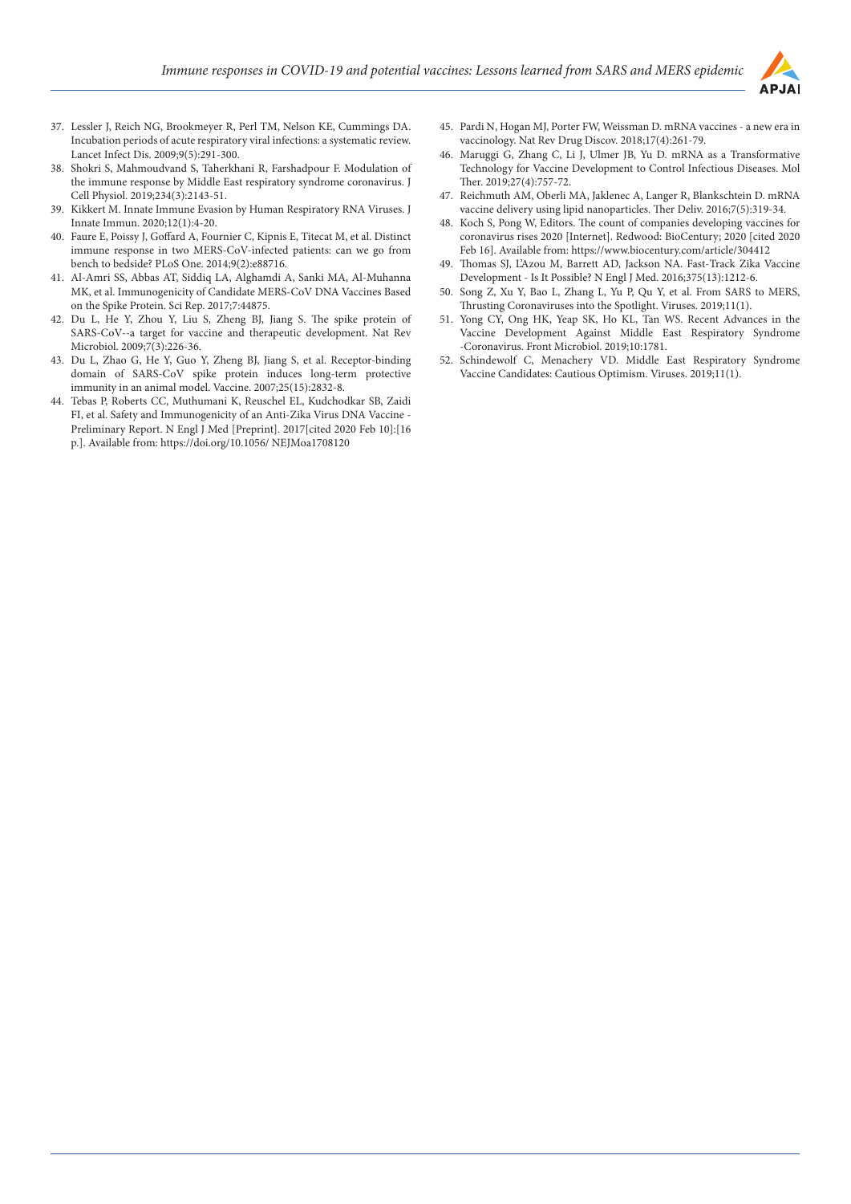37. Lessler J, Reich NG, Brookmeyer R, Perl TM, Nelson KE, Cummings DA. Incubation periods of acute respiratory viral infections: a systematic review. Lancet Infect Dis. 2009;9(5):291-300.
38. Shokri S, Mahmoudvand S, Taherkhani R, Farshadpour F. Modulation of the immune response by Middle East respiratory syndrome coronavirus. J Cell Physiol. 2019;234(3):2143-51.
39. Kikkert M. Innate Immune Evasion by Human Respiratory RNA Viruses. J Innate Immun. 2020;12(1):4-20.
40. Faure E, Poissy J, Goffard A, Fournier C, Kipnis E, Titecat M, et al. Distinct immune response in two MERS-CoV-infected patients: can we go from bench to bedside? PLoS One. 2014;9(2):e88716.
41. Al-Amri SS, Abbas AT, Siddiq LA, Alghamdi A, Sanki MA, Al-Muhanna MK, et al. Immunogenicity of Candidate MERS-CoV DNA Vaccines Based on the Spike Protein. Sci Rep. 2017;7:44875.
42. Du L, He Y, Zhou Y, Liu S, Zheng BJ, Jiang S. The spike protein of SARS-CoV--a target for vaccine and therapeutic development. Nat Rev Microbiol. 2009;7(3):226-36.
43. Du L, Zhao G, He Y, Guo Y, Zheng BJ, Jiang S, et al. Receptor-binding domain of SARS-CoV spike protein induces long-term protective immunity in an animal model. Vaccine. 2007;25(15):2832-8.
44. Tebas P, Roberts CC, Muthumani K, Reuschel EL, Kudchodkar SB, Zaidi FI, et al. Safety and Immunogenicity of an Anti-Zika Virus DNA Vaccine - Preliminary Report. N Engl J Med [Preprint]. 2017[cited 2020 Feb 10]:[16 p.]. Available from: https://doi.org/10.1056/ NEJMoa1708120
45. Pardi N, Hogan MJ, Porter FW, Weissman D. mRNA vaccines - a new era in vaccinology. Nat Rev Drug Discov. 2018;17(4):261-79.
46. Maruggi G, Zhang C, Li J, Ulmer JB, Yu D. mRNA as a Transformative Technology for Vaccine Development to Control Infectious Diseases. Mol Ther. 2019;27(4):757-72.
47. Reichmuth AM, Oberli MA, Jaklenec A, Langer R, Blankschtein D. mRNA vaccine delivery using lipid nanoparticles. Ther Deliv. 2016;7(5):319-34.
48. Koch S, Pong W, Editors. The count of companies developing vaccines for coronavirus rises 2020 [Internet]. Redwood: BioCentury; 2020 [cited 2020 Feb 16]. Available from: https://www.biocentury.com/article/304412
49. Thomas SJ, L'Azou M, Barrett AD, Jackson NA. Fast-Track Zika Vaccine Development - Is It Possible? N Engl J Med. 2016;375(13):1212-6.
50. Song Z, Xu Y, Bao L, Zhang L, Yu P, Qu Y, et al. From SARS to MERS, Thrusting Coronaviruses into the Spotlight. Viruses. 2019;11(1).
51. Yong CY, Ong HK, Yeap SK, Ho KL, Tan WS. Recent Advances in the Vaccine Development Against Middle East Respiratory Syndrome -Coronavirus. Front Microbiol. 2019;10:1781.
52. Schindewolf C, Menachery VD. Middle East Respiratory Syndrome Vaccine Candidates: Cautious Optimism. Viruses. 2019;11(1).